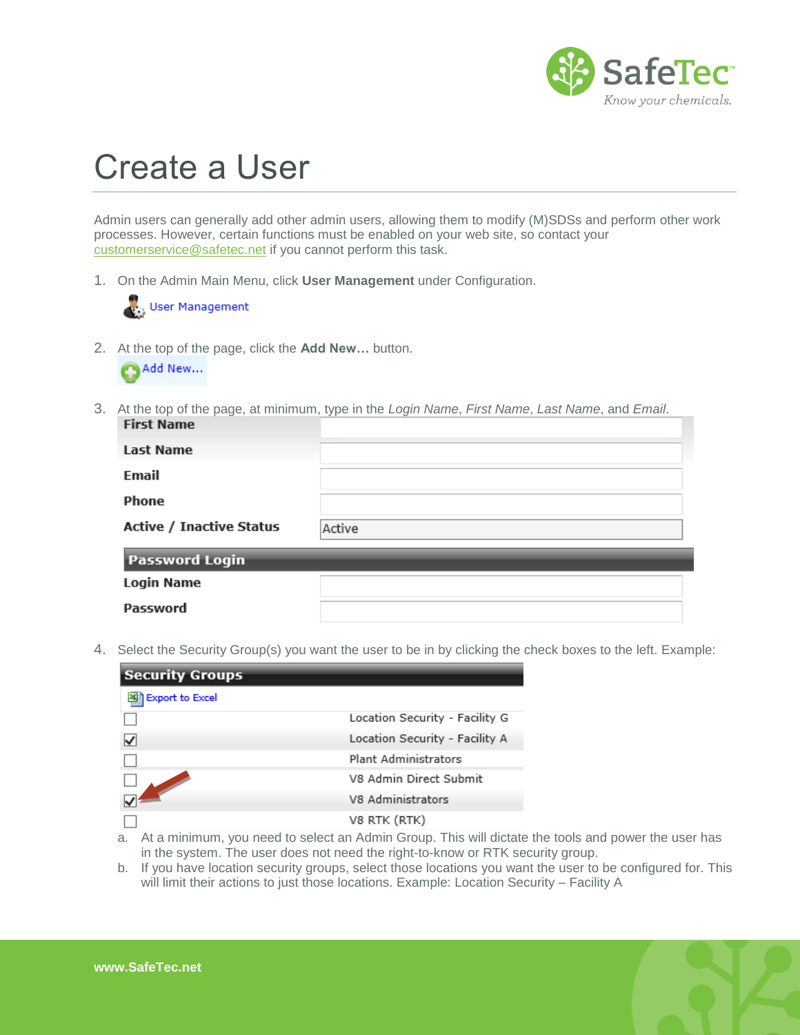# Create a User

Admin users can generally add other admin users, allowing them to modify (M)SDSs and perform other work processes. However, certain functions must be enabled on your web site, so contact your customerservice@safetec.net if you cannot perform this task.

1. On the Admin Main Menu, click **User Management** under Configuration.

   User Management

2. At the top of the page, click the **Add New…** button.

   Add New…

3. At the top of the page, at minimum, type in the *Login Name*, *First Name*, *Last Name*, and *Email*.

| | |
|---|---|
| **First Name** | |
| **Last Name** | |
| **Email** | |
| **Phone** | |
| **Active / Inactive Status** | Active |
| **Password Login** | |
| **Login Name** | |
| **Password** | |

4. Select the Security Group(s) you want the user to be in by clicking the check boxes to the left. Example:

| Security Groups | |
|---|---|
| Export to Excel | |
| ☐ | Location Security - Facility G |
| ☑ | Location Security - Facility A |
| ☐ | Plant Administrators |
| ☐ | V8 Admin Direct Submit |
| ☑ | V8 Administrators |
| ☐ | V8 RTK (RTK) |

   a. At a minimum, you need to select an Admin Group. This will dictate the tools and power the user has in the system. The user does not need the right-to-know or RTK security group.

   b. If you have location security groups, select those locations you want the user to be configured for. This will limit their actions to just those locations. Example: Location Security – Facility A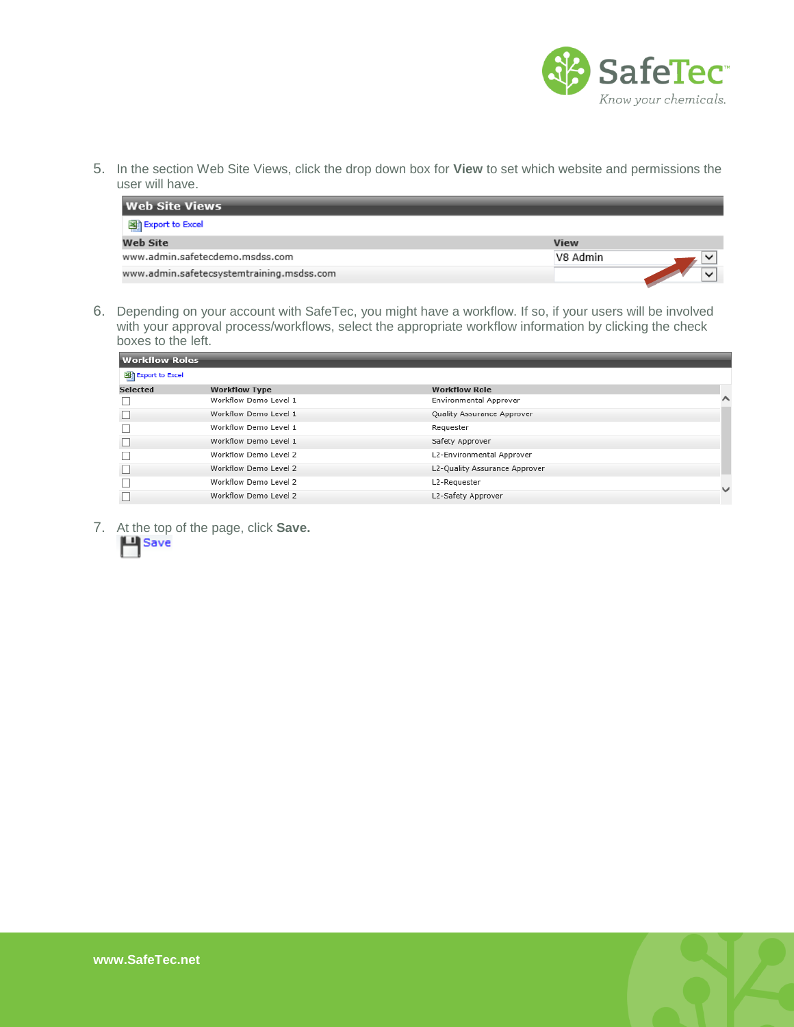5. In the section Web Site Views, click the drop down box for **View** to set which website and permissions the user will have.

**Web Site Views**

Export to Excel

| Web Site | View |
| --- | --- |
| www.admin.safetecdemo.msdss.com | V8 Admin |
| www.admin.safetecsystemtraining.msdss.com | |

6. Depending on your account with SafeTec, you might have a workflow. If so, if your users will be involved with your approval process/workflows, select the appropriate workflow information by clicking the check boxes to the left.

**Workflow Roles**

Export to Excel

| Selected | Workflow Type | Workflow Role |
| --- | --- | --- |
| ☐ | Workflow Demo Level 1 | Environmental Approver |
| ☐ | Workflow Demo Level 1 | Quality Assurance Approver |
| ☐ | Workflow Demo Level 1 | Requester |
| ☐ | Workflow Demo Level 1 | Safety Approver |
| ☐ | Workflow Demo Level 2 | L2-Environmental Approver |
| ☐ | Workflow Demo Level 2 | L2-Quality Assurance Approver |
| ☐ | Workflow Demo Level 2 | L2-Requester |
| ☐ | Workflow Demo Level 2 | L2-Safety Approver |

7. At the top of the page, click **Save.**

Save